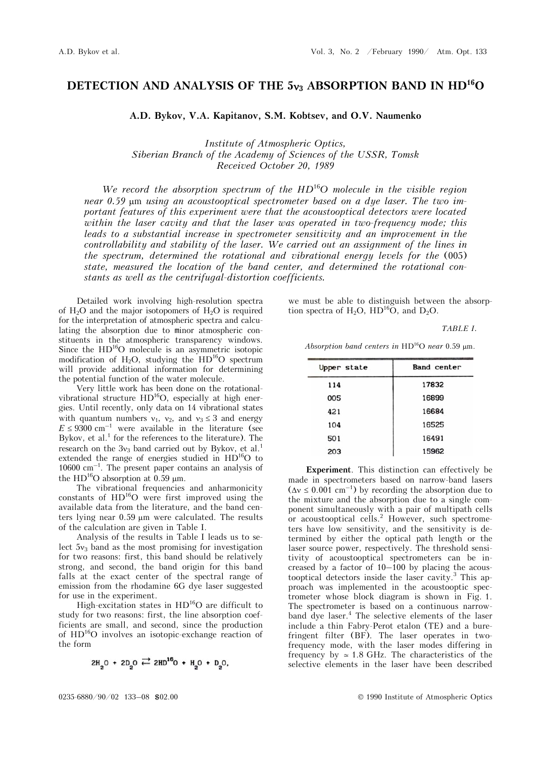# DETECTION AND ANALYSIS OF THE $5\nu_3$ ABSORPTION BAND IN $HD^{16}O$

**A.D. Bykov, V.A. Kapitanov, S.M. Kobtsev, and O.V. Naumenko**

*Institute of Atmospheric Optics,*
*Siberian Branch of the Academy of Sciences of the USSR, Tomsk*
*Received October 20, 1989*

*We record the absorption spectrum of the $HD^{16}O$ molecule in the visible region near 0.59 μm using an acoustooptical spectrometer based on a dye laser. The two important features of this experiment were that the acoustooptical detectors were located within the laser cavity and that the laser was operated in two-frequency mode; this leads to a substantial increase in spectrometer sensitivity and an improvement in the controllability and stability of the laser. We carried out an assignment of the lines in the spectrum, determined the rotational and vibrational energy levels for the (005) state, measured the location of the band center, and determined the rotational constants as well as the centrifugal-distortion coefficients.*

Detailed work involving high-resolution spectra of $H_2O$ and the major isotopomers of $H_2O$ is required for the interpretation of atmospheric spectra and calculating the absorption due to minor atmospheric constituents in the atmospheric transparency windows. Since the $HD^{16}O$ molecule is an asymmetric isotopic modification of $H_2O$, studying the $HD^{16}O$ spectrum will provide additional information for determining the potential function of the water molecule.

Very little work has been done on the rotational-vibrational structure $HD^{16}O$, especially at high energies. Until recently, only data on 14 vibrational states with quantum numbers $\nu_1$, $\nu_2$, and $\nu_3 \leq 3$ and energy $E \leq 9300$ cm$^{-1}$ were available in the literature (see Bykov, et al.[1] for the references to the literature). The research on the $3\nu_3$ band carried out by Bykov, et al.[1] extended the range of energies studied in $HD^{16}O$ to 10600 cm$^{-1}$. The present paper contains an analysis of the $HD^{16}O$ absorption at 0.59 μm.

The vibrational frequencies and anharmonicity constants of $HD^{16}O$ were first improved using the available data from the literature, and the band centers lying near 0.59 μm were calculated. The results of the calculation are given in Table I.

Analysis of the results in Table I leads us to select $5\nu_3$ band as the most promising for investigation for two reasons: first, this band should be relatively strong, and second, the band origin for this band falls at the exact center of the spectral range of emission from the rhodamine 6G dye laser suggested for use in the experiment.

High-excitation states in $HD^{16}O$ are difficult to study for two reasons: first, the line absorption coefficients are small, and second, since the production of $HD^{16}O$ involves an isotopic-exchange reaction of the form

$$2H_2O + 2D_2O \rightleftarrows 2HD^{16}O + H_2O + D_2O,$$

we must be able to distinguish between the absorption spectra of $H_2O$, $HD^{16}O$, and $D_2O$.

TABLE I.

*Absorption band centers in* $HD^{16}O$ *near* 0.59 μm.

| Upper state | Band center |
|---|---|
| 114 | 17832 |
| 005 | 16899 |
| 421 | 16684 |
| 104 | 16525 |
| 501 | 16491 |
| 203 | 15962 |

**Experiment**. This distinction can effectively be made in spectrometers based on narrow-band lasers ($\Delta\nu \leq 0.001$ cm$^{-1}$) by recording the absorption due to the mixture and the absorption due to a single component simultaneously with a pair of multipath cells or acoustooptical cells.[2] However, such spectrometers have low sensitivity, and the sensitivity is determined by either the optical path length or the laser source power, respectively. The threshold sensitivity of acoustooptical spectrometers can be increased by a factor of 10–100 by placing the acoustooptical detectors inside the laser cavity.[3] This approach was implemented in the acoustooptic spectrometer whose block diagram is shown in Fig. 1. The spectrometer is based on a continuous narrow-band dye laser.[4] The selective elements of the laser include a thin Fabry-Perot etalon (TE) and a burefringent filter (BF). The laser operates in two-frequency mode, with the laser modes differing in frequency by ≃ 1.8 GHz. The characteristics of the selective elements in the laser have been described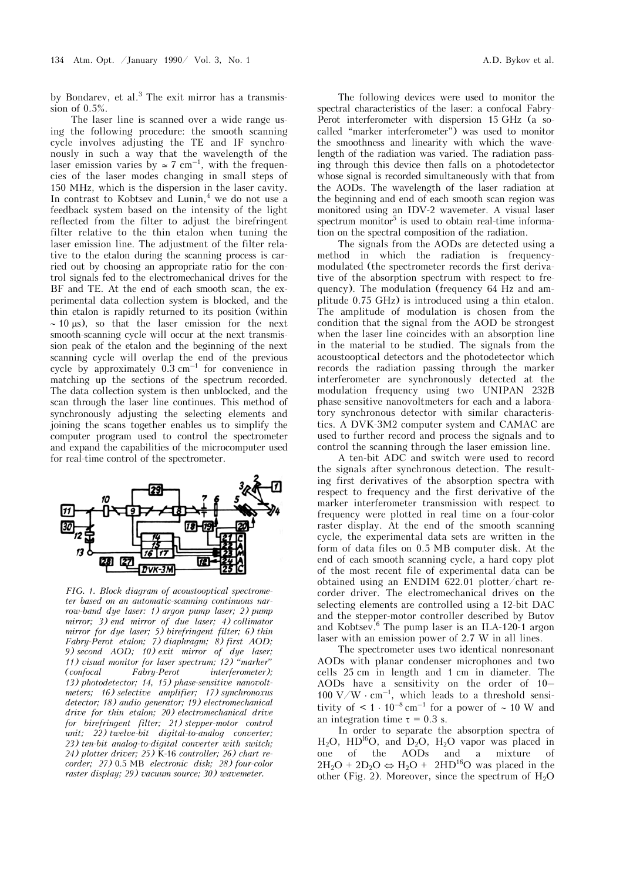by Bondarev, et al.[3] The exit mirror has a transmission of 0.5%.

The laser line is scanned over a wide range using the following procedure: the smooth scanning cycle involves adjusting the TE and IF synchronously in such a way that the wavelength of the laser emission varies by $\simeq 7\ \text{cm}^{-1}$, with the frequencies of the laser modes changing in small steps of 150 MHz, which is the dispersion in the laser cavity. In contrast to Kobtsev and Lunin,[4] we do not use a feedback system based on the intensity of the light reflected from the filter to adjust the birefringent filter relative to the thin etalon when tuning the laser emission line. The adjustment of the filter relative to the etalon during the scanning process is carried out by choosing an appropriate ratio for the control signals fed to the electromechanical drives for the BF and TE. At the end of each smooth scan, the experimental data collection system is blocked, and the thin etalon is rapidly returned to its position (within $\sim 10\ \mu\text{s}$), so that the laser emission for the next smooth-scanning cycle will occur at the next transmission peak of the etalon and the beginning of the next scanning cycle will overlap the end of the previous cycle by approximately $0.3\ \text{cm}^{-1}$ for convenience in matching up the sections of the spectrum recorded. The data collection system is then unblocked, and the scan through the laser line continues. This method of synchronously adjusting the selecting elements and joining the scans together enables us to simplify the computer program used to control the spectrometer and expand the capabilities of the microcomputer used for real-time control of the spectrometer.

*FIG. 1. Block diagram of acoustooptical spectrometer based on an automatic-scanning continuous narrow-band dye laser: 1) argon pump laser; 2) pump mirror; 3) end mirror of due laser; 4) collimator mirror for dye laser; 5) birefringent filter; 6) thin Fabry-Perot etalon; 7) diaphragm; 8) first AOD; 9) second AOD; 10) exit mirror of dye laser; 11) visual monitor for laser spectrum; 12) "marker" (confocal Fabry-Perot interferometer); 13) photodetector; 14, 15) phase-sensitive nanovoltmeters; 16) selective amplifier; 17) synchronoxus detector; 18) audio generator; 19) electromechanical drive for thin etalon; 20) electromechanical drive for birefringent filter; 21) stepper-motor control unit; 22) twelve-bit digital-to-analog converter; 23) ten-bit analog-to-digital converter with switch; 24) plotter driver; 25)* K-16 *controller; 26) chart recorder; 27)* 0.5 MB *electronic disk; 28) four-color raster display; 29) vacuum source; 30) wavemeter.*

The following devices were used to monitor the spectral characteristics of the laser: a confocal Fabry-Perot interferometer with dispersion 15 GHz (a so-called "marker interferometer") was used to monitor the smoothness and linearity with which the wavelength of the radiation was varied. The radiation passing through this device then falls on a photodetector whose signal is recorded simultaneously with that from the AODs. The wavelength of the laser radiation at the beginning and end of each smooth scan region was monitored using an IDV-2 wavemeter. A visual laser spectrum monitor[5] is used to obtain real-time information on the spectral composition of the radiation.

The signals from the AODs are detected using a method in which the radiation is frequency-modulated (the spectrometer records the first derivative of the absorption spectrum with respect to frequency). The modulation (frequency 64 Hz and amplitude 0.75 GHz) is introduced using a thin etalon. The amplitude of modulation is chosen from the condition that the signal from the AOD be strongest when the laser line coincides with an absorption line in the material to be studied. The signals from the acoustooptical detectors and the photodetector which records the radiation passing through the marker interferometer are synchronously detected at the modulation frequency using two UNIPAN 232B phase-sensitive nanovoltmeters for each and a laboratory synchronous detector with similar characteristics. A DVK-3M2 computer system and CAMAC are used to further record and process the signals and to control the scanning through the laser emission line.

A ten-bit ADC and switch were used to record the signals after synchronous detection. The resulting first derivatives of the absorption spectra with respect to frequency and the first derivative of the marker interferometer transmission with respect to frequency were plotted in real time on a four-color raster display. At the end of the smooth scanning cycle, the experimental data sets are written in the form of data files on 0.5 MB computer disk. At the end of each smooth scanning cycle, a hard copy plot of the most recent file of experimental data can be obtained using an ENDIM 622.01 plotter/chart recorder driver. The electromechanical drives on the selecting elements are controlled using a 12-bit DAC and the stepper-motor controller described by Butov and Kobtsev.[6] The pump laser is an ILA-120-1 argon laser with an emission power of 2.7 W in all lines.

The spectrometer uses two identical nonresonant AODs with planar condenser microphones and two cells 25 cm in length and 1 cm in diameter. The AODs have a sensitivity on the order of 10–100 $\text{V}/\text{W} \cdot \text{cm}^{-1}$, which leads to a threshold sensitivity of $< 1 \cdot 10^{-8}\ \text{cm}^{-1}$ for a power of $\sim 10$ W and an integration time $\tau = 0.3$ s.

In order to separate the absorption spectra of $H_2O$, $HD^{16}O$, and $D_2O$, $H_2O$ vapor was placed in one of the AODs and a mixture of $2H_2O + 2D_2O \Leftrightarrow H_2O + 2HD^{16}O$ was placed in the other (Fig. 2). Moreover, since the spectrum of $H_2O$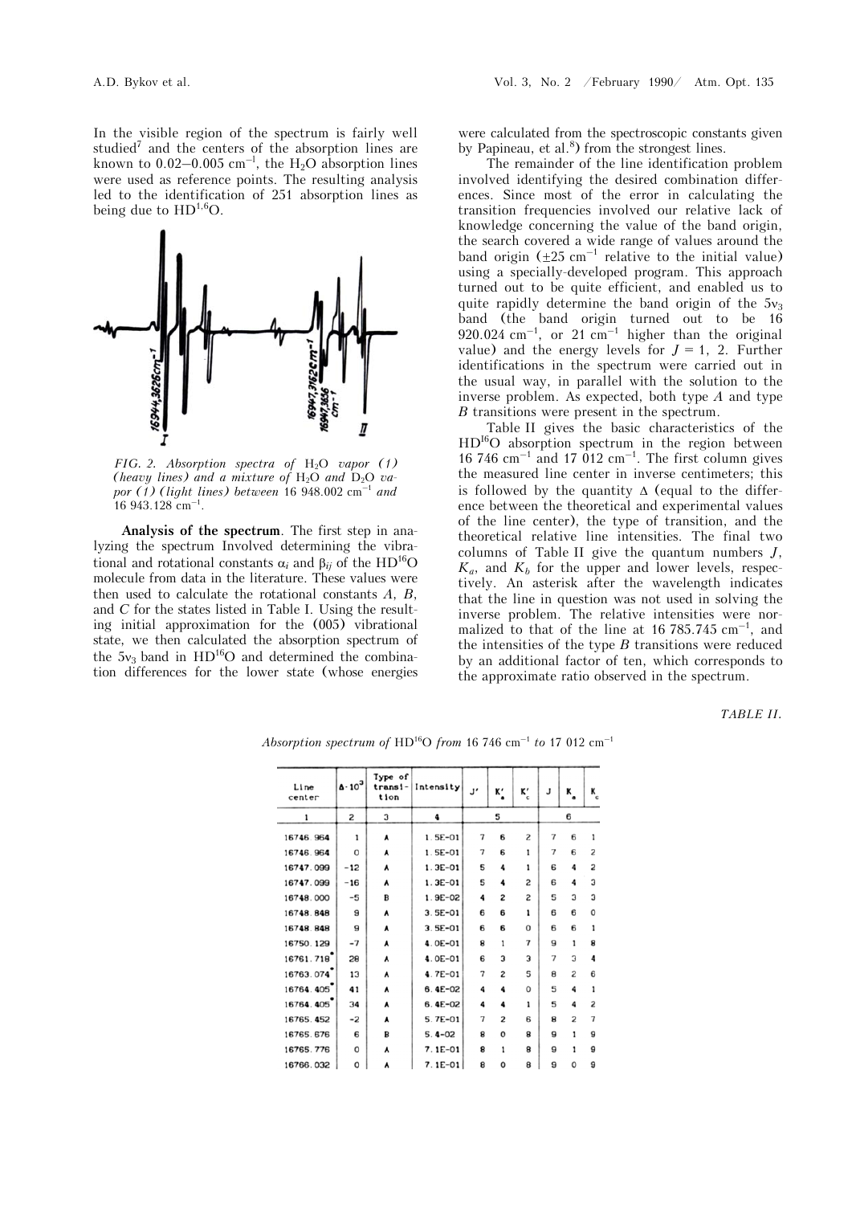In the visible region of the spectrum is fairly well studied[7] and the centers of the absorption lines are known to 0.02–0.005 cm$^{-1}$, the $H_2O$ absorption lines were used as reference points. The resulting analysis led to the identification of 251 absorption lines as being due to $HD^{16}O$.

*FIG. 2. Absorption spectra of $H_2O$ vapor (1) (heavy lines) and a mixture of $H_2O$ and $D_2O$ vapor (1) (light lines) between 16 948.002 cm$^{-1}$ and 16 943.128 cm$^{-1}$.*

**Analysis of the spectrum**. The first step in analyzing the spectrum Involved determining the vibrational and rotational constants $\alpha_i$ and $\beta_{ij}$ of the $HD^{16}O$ molecule from data in the literature. These values were then used to calculate the rotational constants $A$, $B$, and $C$ for the states listed in Table I. Using the resulting initial approximation for the (005) vibrational state, we then calculated the absorption spectrum of the $5\nu_3$ band in $HD^{16}O$ and determined the combination differences for the lower state (whose energies were calculated from the spectroscopic constants given by Papineau, et al.[8]) from the strongest lines.

The remainder of the line identification problem involved identifying the desired combination differences. Since most of the error in calculating the transition frequencies involved our relative lack of knowledge concerning the value of the band origin, the search covered a wide range of values around the band origin (±25 cm$^{-1}$ relative to the initial value) using a specially-developed program. This approach turned out to be quite efficient, and enabled us to quite rapidly determine the band origin of the $5\nu_3$ band (the band origin turned out to be 16 920.024 cm$^{-1}$, or 21 cm$^{-1}$ higher than the original value) and the energy levels for $J = 1$, 2. Further identifications in the spectrum were carried out in the usual way, in parallel with the solution to the inverse problem. As expected, both type $A$ and type $B$ transitions were present in the spectrum.

Table II gives the basic characteristics of the $HD^{16}O$ absorption spectrum in the region between 16 746 cm$^{-1}$ and 17 012 cm$^{-1}$. The first column gives the measured line center in inverse centimeters; this is followed by the quantity $\Delta$ (equal to the difference between the theoretical and experimental values of the line center), the type of transition, and the theoretical relative line intensities. The final two columns of Table II give the quantum numbers $J$, $K_a$, and $K_b$ for the upper and lower levels, respectively. An asterisk after the wavelength indicates that the line in question was not used in solving the inverse problem. The relative intensities were normalized to that of the line at 16 785.745 cm$^{-1}$, and the intensities of the type $B$ transitions were reduced by an additional factor of ten, which corresponds to the approximate ratio observed in the spectrum.

TABLE II.

*Absorption spectrum of $HD^{16}O$ from 16 746 cm$^{-1}$ to 17 012 cm$^{-1}$*

| Line center | $\Delta \cdot 10^3$ | Type of transition | Intensity | $J'$ | $K'_a$ | $K'_c$ | $J$ | $K_a$ | $K_c$ |
|---|---|---|---|---|---|---|---|---|---|
| 1 | 2 | 3 | 4 | 5 | | | 6 | | |
| 16746.964 | 1 | A | 1.5E-01 | 7 | 6 | 2 | 7 | 6 | 1 |
| 16746.964 | 0 | A | 1.5E-01 | 7 | 6 | 1 | 7 | 6 | 2 |
| 16747.099 | -12 | A | 1.3E-01 | 5 | 4 | 1 | 6 | 4 | 2 |
| 16747.099 | -16 | A | 1.3E-01 | 5 | 4 | 2 | 6 | 4 | 3 |
| 16748.000 | -5 | B | 1.9E-02 | 4 | 2 | 2 | 5 | 3 | 3 |
| 16748.848 | 9 | A | 3.5E-01 | 6 | 6 | 1 | 6 | 6 | 0 |
| 16748.848 | 9 | A | 3.5E-01 | 6 | 6 | 0 | 6 | 6 | 1 |
| 16750.129 | -7 | A | 4.0E-01 | 8 | 1 | 7 | 9 | 1 | 8 |
| 16761.718* | 28 | A | 4.0E-01 | 6 | 3 | 3 | 7 | 3 | 4 |
| 16763.074* | 13 | A | 4.7E-01 | 7 | 2 | 5 | 8 | 2 | 6 |
| 16764.405* | 41 | A | 6.4E-02 | 4 | 4 | 0 | 5 | 4 | 1 |
| 16764.405* | 34 | A | 6.4E-02 | 4 | 4 | 1 | 5 | 4 | 2 |
| 16765.452 | -2 | A | 5.7E-01 | 7 | 2 | 6 | 8 | 2 | 7 |
| 16765.676 | 6 | B | 5.4-02 | 8 | 0 | 8 | 9 | 1 | 9 |
| 16765.776 | 0 | A | 7.1E-01 | 8 | 1 | 8 | 9 | 1 | 9 |
| 16766.032 | 0 | A | 7.1E-01 | 8 | 0 | 8 | 9 | 0 | 9 |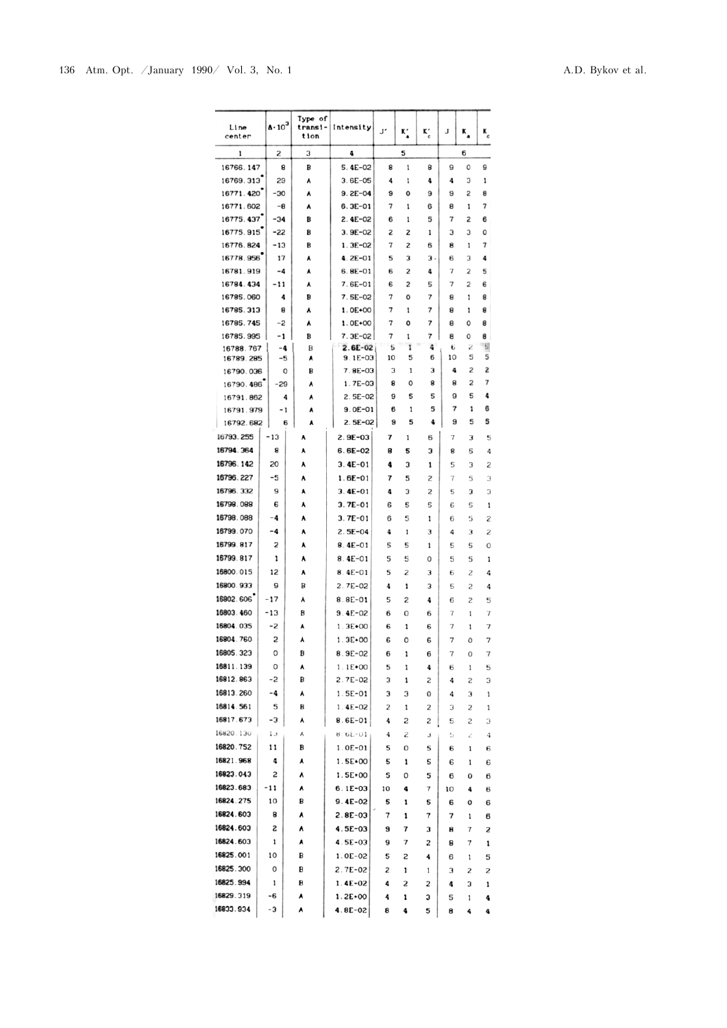| Line center | Δ·10³ | Type of transition | Intensity | J′ | $K'_a$ | $K'_c$ | J | $K_a$ | $K_c$ |
|---|---|---|---|---|---|---|---|---|---|
| 1 | 2 | 3 | 4 | 5 | | | 6 | | |
| 16766.147 | 8 | B | 5.4E-02 | 8 | 1 | 8 | 9 | 0 | 9 |
| 16769.313* | 29 | A | 3.6E-05 | 4 | 1 | 4 | 4 | 3 | 1 |
| 16771.420* | -30 | A | 9.2E-04 | 9 | 0 | 9 | 9 | 2 | 8 |
| 16771.602 | -8 | A | 6.3E-01 | 7 | 1 | 6 | 8 | 1 | 7 |
| 16775.437* | -34 | B | 2.4E-02 | 6 | 1 | 5 | 7 | 2 | 6 |
| 16775.915* | -22 | B | 3.9E-02 | 2 | 2 | 1 | 3 | 3 | 0 |
| 16776.824 | -13 | B | 1.3E-02 | 7 | 2 | 6 | 8 | 1 | 7 |
| 16778.956* | 17 | A | 4.2E-01 | 5 | 3 | 3 | 6 | 3 | 4 |
| 16781.919 | -4 | A | 6.8E-01 | 6 | 2 | 4 | 7 | 2 | 5 |
| 16784.434 | -11 | A | 7.6E-01 | 6 | 2 | 5 | 7 | 2 | 6 |
| 16785.060 | 4 | B | 7.5E-02 | 7 | 0 | 7 | 8 | 1 | 8 |
| 16785.313 | 8 | A | 1.0E+00 | 7 | 1 | 7 | 8 | 1 | 8 |
| 16785.745 | -2 | A | 1.0E+00 | 7 | 0 | 7 | 8 | 0 | 8 |
| 16785.995 | -1 | B | 7.3E-02 | 7 | 1 | 7 | 8 | 0 | 8 |
| 16788.767 | -4 | B | 2.6E-02 | 5 | 1 | 4 | 6 | 2 | 5 |
| 16789.285 | -5 | A | 9.1E-03 | 10 | 5 | 6 | 10 | 5 | 5 |
| 16790.036 | 0 | B | 7.8E-03 | 3 | 1 | 3 | 4 | 2 | 2 |
| 16790.486* | -29 | A | 1.7E-03 | 8 | 0 | 8 | 8 | 2 | 7 |
| 16791.862 | 4 | A | 2.5E-02 | 9 | 5 | 5 | 9 | 5 | 4 |
| 16791.979 | -1 | A | 9.0E-01 | 6 | 1 | 5 | 7 | 1 | 6 |
| 16792.682 | 6 | A | 2.5E-02 | 9 | 5 | 4 | 9 | 5 | 5 |
| 16793.255 | -13 | A | 2.9E-03 | 7 | 1 | 6 | 7 | 3 | 5 |
| 16794.364 | 8 | A | 6.6E-02 | 8 | 5 | 3 | 8 | 5 | 4 |
| 16796.142 | 20 | A | 3.4E-01 | 4 | 3 | 1 | 5 | 3 | 2 |
| 16796.227 | -5 | A | 1.6E-01 | 7 | 5 | 2 | 7 | 5 | 3 |
| 16796.332 | 9 | A | 3.4E-01 | 4 | 3 | 2 | 5 | 3 | 3 |
| 16798.088 | 6 | A | 3.7E-01 | 6 | 5 | 5 | 6 | 5 | 1 |
| 16798.088 | -4 | A | 3.7E-01 | 6 | 5 | 1 | 6 | 5 | 2 |
| 16799.070 | -4 | A | 2.5E-04 | 4 | 1 | 3 | 4 | 3 | 2 |
| 16799.817 | 2 | A | 8.4E-01 | 5 | 5 | 1 | 5 | 5 | 0 |
| 16799.817 | 1 | A | 8.4E-01 | 5 | 5 | 0 | 5 | 5 | 1 |
| 16800.015 | 12 | A | 8.4E-01 | 5 | 2 | 3 | 6 | 2 | 4 |
| 16800.933 | 9 | B | 2.7E-02 | 4 | 1 | 3 | 5 | 2 | 4 |
| 16802.606* | -17 | A | 8.8E-01 | 5 | 2 | 4 | 6 | 2 | 5 |
| 16803.460 | -13 | B | 9.4E-02 | 6 | 0 | 6 | 7 | 1 | 7 |
| 16804.035 | -2 | A | 1.3E+00 | 6 | 1 | 6 | 7 | 1 | 7 |
| 16804.760 | 2 | A | 1.3E+00 | 6 | 0 | 6 | 7 | 0 | 7 |
| 16805.323 | 0 | B | 8.9E-02 | 6 | 1 | 6 | 7 | 0 | 7 |
| 16811.139 | 0 | A | 1.1E+00 | 5 | 1 | 4 | 6 | 1 | 5 |
| 16812.863 | -2 | B | 2.7E-02 | 3 | 1 | 2 | 4 | 2 | 3 |
| 16813.260 | -4 | A | 1.5E-01 | 3 | 3 | 0 | 4 | 3 | 1 |
| 16814.561 | 5 | B | 1.4E-02 | 2 | 1 | 2 | 3 | 2 | 1 |
| 16817.673 | -3 | A | 8.6E-01 | 4 | 2 | 2 | 5 | 2 | 3 |
| 16820.130 | 13 | A | 8.6E-01 | 4 | 2 | 3 | 5 | 2 | 4 |
| 16820.752 | 11 | B | 1.0E-01 | 5 | 0 | 5 | 6 | 1 | 6 |
| 16821.968 | 4 | A | 1.5E+00 | 5 | 1 | 5 | 6 | 1 | 6 |
| 16823.043 | 2 | A | 1.5E+00 | 5 | 0 | 5 | 6 | 0 | 6 |
| 16823.683 | -11 | A | 6.1E-03 | 10 | 4 | 7 | 10 | 4 | 6 |
| 16824.275 | 10 | B | 9.4E-02 | 5 | 1 | 5 | 6 | 0 | 6 |
| 16824.603 | 8 | A | 2.8E-03 | 7 | 1 | 7 | 7 | 1 | 6 |
| 16824.603 | 2 | A | 4.5E-03 | 9 | 7 | 3 | 8 | 7 | 2 |
| 16824.603 | 1 | A | 4.5E-03 | 9 | 7 | 2 | 8 | 7 | 1 |
| 16825.001 | 10 | B | 1.0E-02 | 5 | 2 | 4 | 6 | 1 | 5 |
| 16825.300 | 0 | B | 2.7E-02 | 2 | 1 | 1 | 3 | 2 | 2 |
| 16825.994 | 1 | B | 1.4E-02 | 4 | 2 | 2 | 4 | 3 | 1 |
| 16829.319 | -6 | A | 1.2E+00 | 4 | 1 | 3 | 5 | 1 | 4 |
| 16833.934 | -3 | A | 4.8E-02 | 8 | 4 | 5 | 8 | 4 | 4 |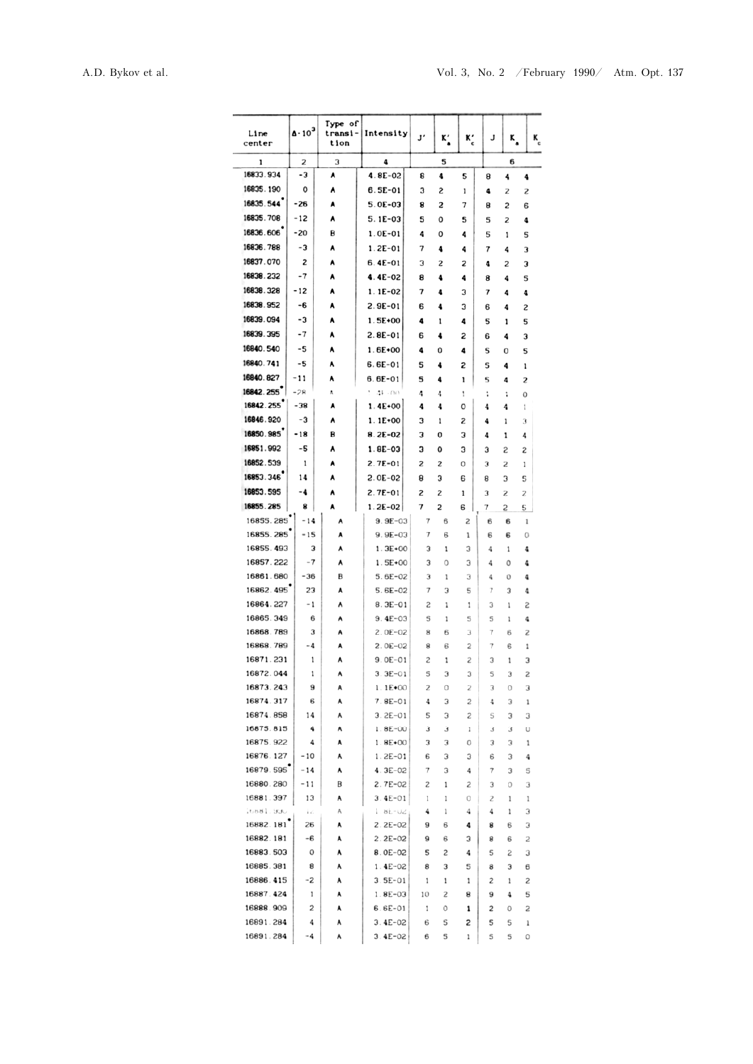| Line center | $\Delta \cdot 10^3$ | Type of transition | Intensity | J' | $K'_a$ | $K'_c$ | J | $K_a$ | $K_c$ |
|---|---|---|---|---|---|---|---|---|---|
| 1 | 2 | 3 | 4 | 5 | | | 6 | | |
| 16833.934 | -3 | A | 4.8E-02 | 8 | 4 | 5 | 8 | 4 | 4 |
| 16835.190 | 0 | A | 6.5E-01 | 3 | 2 | 1 | 4 | 2 | 2 |
| 16835.544* | -26 | A | 5.0E-03 | 8 | 2 | 7 | 8 | 2 | 6 |
| 16835.708 | -12 | A | 5.1E-03 | 5 | 0 | 5 | 5 | 2 | 4 |
| 16836.606* | -20 | B | 1.0E-01 | 4 | 0 | 4 | 5 | 1 | 5 |
| 16836.788 | -3 | A | 1.2E-01 | 7 | 4 | 4 | 7 | 4 | 3 |
| 16837.070 | 2 | A | 6.4E-01 | 3 | 2 | 2 | 4 | 2 | 3 |
| 16838.232 | -7 | A | 4.4E-02 | 8 | 4 | 4 | 8 | 4 | 5 |
| 16838.328 | -12 | A | 1.1E-02 | 7 | 4 | 3 | 7 | 4 | 4 |
| 16838.952 | -6 | A | 2.9E-01 | 6 | 4 | 3 | 6 | 4 | 2 |
| 16839.094 | -3 | A | 1.5E+00 | 4 | 1 | 4 | 5 | 1 | 5 |
| 16839.395 | -7 | A | 2.8E-01 | 6 | 4 | 2 | 6 | 4 | 3 |
| 16840.540 | -5 | A | 1.6E+00 | 4 | 0 | 4 | 5 | 0 | 5 |
| 16840.741 | -5 | A | 6.6E-01 | 5 | 4 | 2 | 5 | 4 | 1 |
| 16840.827 | -11 | A | 6.6E-01 | 5 | 4 | 1 | 5 | 4 | 2 |
| 16842.255* | -28 | A | 1.4E+00 | 4 | 4 | 1 | 4 | 4 | 0 |
| 16842.255* | -38 | A | 1.4E+00 | 4 | 4 | 0 | 4 | 4 | 1 |
| 16846.920 | -3 | A | 1.1E+00 | 3 | 1 | 2 | 4 | 1 | 3 |
| 16850.985* | -18 | B | 8.2E-02 | 3 | 0 | 3 | 4 | 1 | 4 |
| 16851.992 | -5 | A | 1.8E-03 | 3 | 0 | 3 | 3 | 2 | 2 |
| 16852.539 | 1 | A | 2.7E-01 | 2 | 2 | 0 | 3 | 2 | 1 |
| 16853.346* | 14 | A | 2.0E-02 | 8 | 3 | 6 | 8 | 3 | 5 |
| 16853.595 | -4 | A | 2.7E-01 | 2 | 2 | 1 | 3 | 2 | 2 |
| 16855.285 | 8 | A | 1.2E-02 | 7 | 2 | 6 | 7 | 2 | 5 |
| 16855.285* | -14 | A | 9.9E-03 | 7 | 6 | 2 | 6 | 6 | 1 |
| 16855.285* | -15 | A | 9.9E-03 | 7 | 6 | 1 | 6 | 6 | 0 |
| 16855.493 | 3 | A | 1.3E+00 | 3 | 1 | 3 | 4 | 1 | 4 |
| 16857.222 | -7 | A | 1.5E+00 | 3 | 0 | 3 | 4 | 0 | 4 |
| 16861.680 | -36 | B | 5.6E-02 | 3 | 1 | 3 | 4 | 0 | 4 |
| 16862.495* | 23 | A | 5.6E-02 | 7 | 3 | 5 | 7 | 3 | 4 |
| 16864.227 | -1 | A | 8.3E-01 | 2 | 1 | 1 | 3 | 1 | 2 |
| 16865.349 | 6 | A | 9.4E-03 | 5 | 1 | 5 | 5 | 1 | 4 |
| 16868.789 | 3 | A | 2.0E-02 | 8 | 6 | 3 | 7 | 6 | 2 |
| 16868.789 | -4 | A | 2.0E-02 | 8 | 6 | 2 | 7 | 6 | 1 |
| 16871.231 | 1 | A | 9.0E-01 | 2 | 1 | 2 | 3 | 1 | 3 |
| 16872.044 | 1 | A | 3.3E-01 | 5 | 3 | 3 | 5 | 3 | 2 |
| 16873.243 | 9 | A | 1.1E+00 | 2 | 0 | 2 | 3 | 0 | 3 |
| 16874.317 | 6 | A | 7.8E-01 | 4 | 3 | 2 | 4 | 3 | 1 |
| 16874.858 | 14 | A | 3.2E-01 | 5 | 3 | 2 | 5 | 3 | 3 |
| 16875.815 | 4 | A | 1.8E+00 | 3 | 3 | 1 | 3 | 3 | 0 |
| 16875.922 | 4 | A | 1.8E+00 | 3 | 3 | 0 | 3 | 3 | 1 |
| 16876.127 | -10 | A | 1.2E-01 | 6 | 3 | 3 | 6 | 3 | 4 |
| 16879.595* | -14 | A | 4.3E-02 | 7 | 3 | 4 | 7 | 3 | 5 |
| 16880.280 | -11 | B | 2.7E-02 | 2 | 1 | 2 | 3 | 0 | 3 |
| 16881.397 | 13 | A | 3.4E-01 | 1 | 1 | 0 | 2 | 1 | 1 |
| 16881.930 | 12 | A | 1.8E-02 | 4 | 1 | 4 | 4 | 1 | 3 |
| 16882.181* | 26 | A | 2.2E-02 | 9 | 6 | 4 | 8 | 6 | 3 |
| 16882.181 | -6 | A | 2.2E-02 | 9 | 6 | 3 | 8 | 6 | 2 |
| 16883.503 | 0 | A | 8.0E-02 | 5 | 2 | 4 | 5 | 2 | 3 |
| 16885.381 | 8 | A | 1.4E-02 | 8 | 3 | 5 | 8 | 3 | 6 |
| 16886.415 | -2 | A | 3.5E-01 | 1 | 1 | 1 | 2 | 1 | 2 |
| 16887.424 | 1 | A | 1.8E-03 | 10 | 2 | 8 | 9 | 4 | 5 |
| 16888.909 | 2 | A | 6.6E-01 | 1 | 0 | 1 | 2 | 0 | 2 |
| 16891.284 | 4 | A | 3.4E-02 | 6 | 5 | 2 | 5 | 5 | 1 |
| 16891.284 | -4 | A | 3.4E-02 | 6 | 5 | 1 | 5 | 5 | 0 |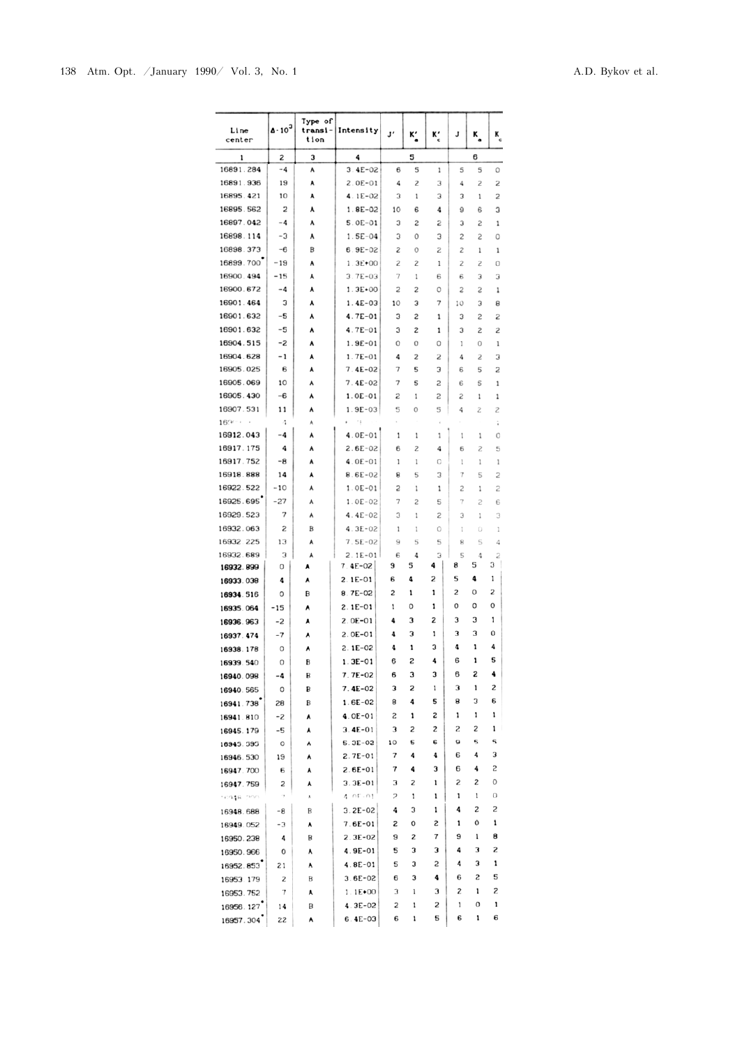| Line center | $\Delta \cdot 10^3$ | Type of transition | Intensity | J′ | $K'_a$ | $K'_c$ | J | $K_a$ | $K_c$ |
|---|---|---|---|---|---|---|---|---|---|
| 1 | 2 | 3 | 4 | | 5 | | | 6 | |
| 16891.284 | -4 | A | 3.4E-02 | 6 | 5 | 1 | 5 | 5 | 0 |
| 16891.936 | 19 | A | 2.0E-01 | 4 | 2 | 3 | 4 | 2 | 2 |
| 16895.421 | 10 | A | 4.1E-02 | 3 | 1 | 3 | 3 | 1 | 2 |
| 16895.562 | 2 | A | 1.8E-02 | 10 | 6 | 4 | 9 | 6 | 3 |
| 16897.042 | -4 | A | 5.0E-01 | 3 | 2 | 2 | 3 | 2 | 1 |
| 16898.114 | -3 | A | 1.5E-04 | 3 | 0 | 3 | 2 | 2 | 0 |
| 16898.373 | -6 | B | 6.9E-02 | 2 | 0 | 2 | 2 | 1 | 1 |
| 16899.700* | -19 | A | 1.3E+00 | 2 | 2 | 1 | 2 | 2 | 0 |
| 16900.494 | -15 | A | 3.7E-03 | 7 | 1 | 6 | 6 | 3 | 3 |
| 16900.672 | -4 | A | 1.3E+00 | 2 | 2 | 0 | 2 | 2 | 1 |
| 16901.464 | 3 | A | 1.4E-03 | 10 | 3 | 7 | 10 | 3 | 8 |
| 16901.632 | -5 | A | 4.7E-01 | 3 | 2 | 1 | 3 | 2 | 2 |
| 16901.632 | -5 | A | 4.7E-01 | 3 | 2 | 1 | 3 | 2 | 2 |
| 16904.515 | -2 | A | 1.9E-01 | 0 | 0 | 0 | 1 | 0 | 1 |
| 16904.628 | -1 | A | 1.7E-01 | 4 | 2 | 2 | 4 | 2 | 3 |
| 16905.025 | 6 | A | 7.4E-02 | 7 | 5 | 3 | 6 | 5 | 2 |
| 16905.069 | 10 | A | 7.4E-02 | 7 | 5 | 2 | 6 | 5 | 1 |
| 16905.430 | -6 | A | 1.0E-01 | 2 | 1 | 2 | 2 | 1 | 1 |
| 16907.531 | 11 | A | 1.9E-03 | 5 | 0 | 5 | 4 | 2 | 2 |
| 16... | ... | A | ... | | | | | | ... |
| 16912.043 | -4 | A | 4.0E-01 | 1 | 1 | 1 | 1 | 1 | 0 |
| 16917.175 | 4 | A | 2.6E-02 | 6 | 2 | 4 | 6 | 2 | 5 |
| 16917.752 | -8 | A | 4.0E-01 | 1 | 1 | 0 | 1 | 1 | 1 |
| 16918.888 | 14 | A | 8.6E-02 | 8 | 5 | 3 | 7 | 5 | 2 |
| 16922.522 | -10 | A | 1.0E-01 | 2 | 1 | 1 | 2 | 1 | 2 |
| 16925.695* | -27 | A | 1.0E-02 | 7 | 2 | 5 | 7 | 2 | 6 |
| 16929.523 | 7 | A | 4.4E-02 | 3 | 1 | 2 | 3 | 1 | 3 |
| 16932.063 | 2 | B | 4.3E-02 | 1 | 1 | 0 | 1 | 0 | 1 |
| 16932.225 | 13 | A | 7.5E-02 | 9 | 5 | 5 | 8 | 5 | 4 |
| 16932.689 | 3 | A | 2.1E-01 | 6 | 4 | 3 | 5 | 4 | 2 |
| 16932.899 | 0 | A | 7.4E-02 | 9 | 5 | 4 | 8 | 5 | 3 |
| 16933.038 | 4 | A | 2.1E-01 | 6 | 4 | 2 | 5 | 4 | 1 |
| 16934.516 | 0 | B | 8.7E-02 | 2 | 1 | 1 | 2 | 0 | 2 |
| 16935.064 | -15 | A | 2.1E-01 | 1 | 0 | 1 | 0 | 0 | 0 |
| 16936.963 | -2 | A | 2.0E-01 | 4 | 3 | 2 | 3 | 3 | 1 |
| 16937.474 | -7 | A | 2.0E-01 | 4 | 3 | 1 | 3 | 3 | 0 |
| 16938.178 | 0 | A | 2.1E-02 | 4 | 1 | 3 | 4 | 1 | 4 |
| 16939.540 | 0 | B | 1.3E-01 | 6 | 2 | 4 | 6 | 1 | 5 |
| 16940.098 | -4 | B | 7.7E-02 | 6 | 3 | 3 | 6 | 2 | 4 |
| 16940.565 | 0 | B | 7.4E-02 | 3 | 2 | 1 | 3 | 1 | 2 |
| 16941.738* | 28 | B | 1.6E-02 | 8 | 4 | 5 | 8 | 3 | 6 |
| 16941.810 | -2 | A | 4.0E-01 | 2 | 1 | 2 | 1 | 1 | 1 |
| 16945.179 | -5 | A | 3.4E-01 | 3 | 2 | 2 | 2 | 2 | 1 |
| 16945.595 | 0 | A | 5.3E-02 | 10 | 6 | 6 | 9 | 5 | 5 |
| 16946.530 | 19 | A | 2.7E-01 | 7 | 4 | 4 | 6 | 4 | 3 |
| 16947.700 | 6 | A | 2.6E-01 | 7 | 4 | 3 | 6 | 4 | 2 |
| 16947.759 | 2 | A | 3.3E-01 | 3 | 2 | 1 | 2 | 2 | 0 |
| 16948.... | ... | A | 4.0E-01 | 2 | 1 | 1 | 1 | 1 | 0 |
| 16948.688 | -8 | B | 3.2E-02 | 4 | 3 | 1 | 4 | 2 | 2 |
| 16949.052 | -3 | A | 7.6E-01 | 2 | 0 | 2 | 1 | 0 | 1 |
| 16950.238 | 4 | B | 2.3E-02 | 9 | 2 | 7 | 9 | 1 | 8 |
| 16950.966 | 0 | A | 4.9E-01 | 5 | 3 | 3 | 4 | 3 | 2 |
| 16952.853* | 21 | A | 4.8E-01 | 5 | 3 | 2 | 4 | 3 | 1 |
| 16953.179 | 2 | B | 3.6E-02 | 6 | 3 | 4 | 6 | 2 | 5 |
| 16953.752 | 7 | A | 1.1E+00 | 3 | 1 | 3 | 2 | 1 | 2 |
| 16956.127* | 14 | B | 4.3E-02 | 2 | 1 | 2 | 1 | 0 | 1 |
| 16957.304* | 22 | A | 6.4E-03 | 6 | 1 | 5 | 6 | 1 | 6 |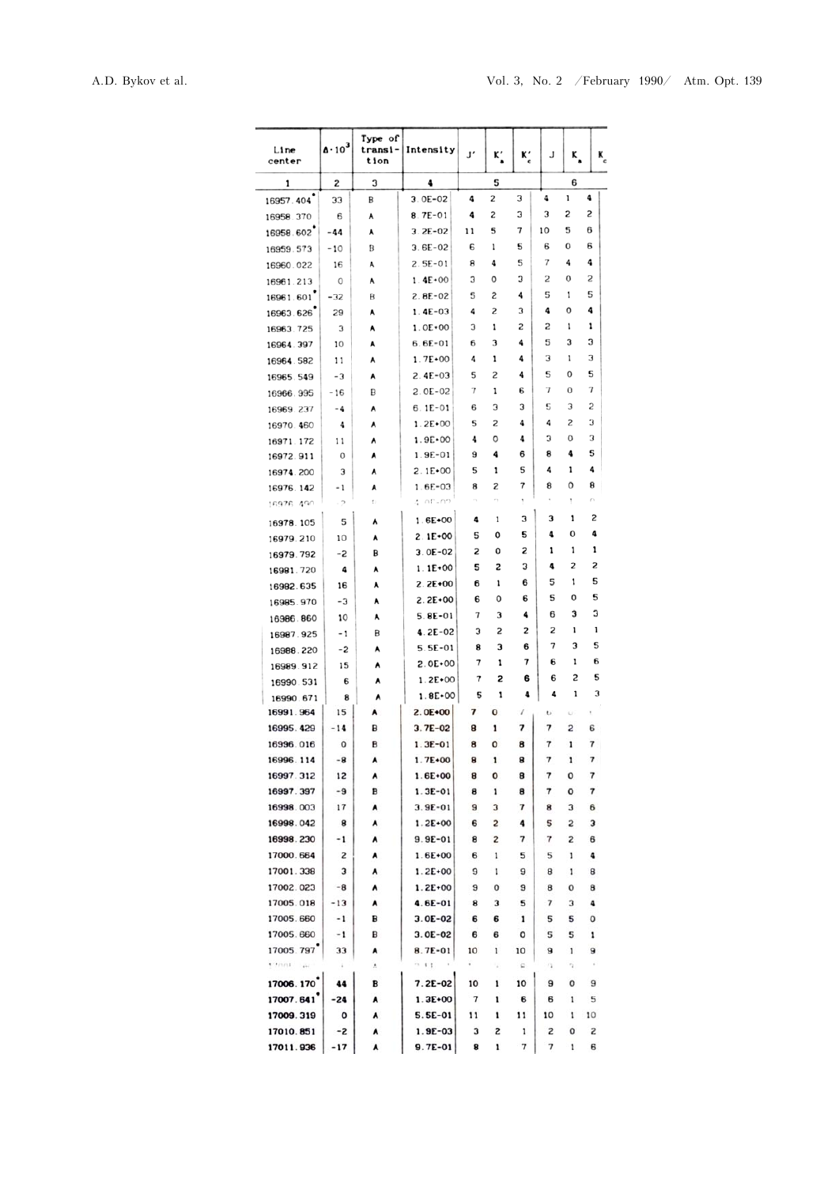| Line center | Δ·10³ | Type of transition | Intensity | J' | K'a | K'c | J | Ka | Kc |
|---|---|---|---|---|---|---|---|---|---|
| 1 | 2 | 3 | 4 | 5 | | | 6 | | |
| 16957.404* | 33 | B | 3.0E-02 | 4 | 2 | 3 | 4 | 1 | 4 |
| 16958.370 | 6 | A | 8.7E-01 | 4 | 2 | 3 | 3 | 2 | 2 |
| 16958.602* | -44 | A | 3.2E-02 | 11 | 5 | 7 | 10 | 5 | 6 |
| 16959.573 | -10 | B | 3.6E-02 | 6 | 1 | 5 | 6 | 0 | 6 |
| 16960.022 | 16 | A | 2.5E-01 | 8 | 4 | 5 | 7 | 4 | 4 |
| 16961.213 | 0 | A | 1.4E+00 | 3 | 0 | 3 | 2 | 0 | 2 |
| 16961.601* | -32 | B | 2.8E-02 | 5 | 2 | 4 | 5 | 1 | 5 |
| 16963.626* | 29 | A | 1.4E-03 | 4 | 2 | 3 | 4 | 0 | 4 |
| 16963.725 | 3 | A | 1.0E+00 | 3 | 1 | 2 | 2 | 1 | 1 |
| 16964.397 | 10 | A | 6.6E-01 | 6 | 3 | 4 | 5 | 3 | 3 |
| 16964.582 | 11 | A | 1.7E+00 | 4 | 1 | 4 | 3 | 1 | 3 |
| 16965.549 | -3 | A | 2.4E-03 | 5 | 2 | 4 | 5 | 0 | 5 |
| 16966.995 | -16 | B | 2.0E-02 | 7 | 1 | 6 | 7 | 0 | 7 |
| 16969.237 | -4 | A | 6.1E-01 | 6 | 3 | 3 | 5 | 3 | 2 |
| 16970.460 | 4 | A | 1.2E+00 | 5 | 2 | 4 | 4 | 2 | 3 |
| 16971.172 | 11 | A | 1.9E+00 | 4 | 0 | 4 | 3 | 0 | 3 |
| 16972.911 | 0 | A | 1.9E-01 | 9 | 4 | 6 | 8 | 4 | 5 |
| 16974.200 | 3 | A | 2.1E+00 | 5 | 1 | 5 | 4 | 1 | 4 |
| 16976.142 | -1 | A | 1.6E-03 | 8 | 2 | 7 | 8 | 0 | 8 |
| 16976.490 | | | | | | | | | |
| 16978.105 | 5 | A | 1.6E+00 | 4 | 1 | 3 | 3 | 1 | 2 |
| 16979.210 | 10 | A | 2.1E+00 | 5 | 0 | 5 | 4 | 0 | 4 |
| 16979.792 | -2 | B | 3.0E-02 | 2 | 0 | 2 | 1 | 1 | 1 |
| 16981.720 | 4 | A | 1.1E+00 | 5 | 2 | 3 | 4 | 2 | 2 |
| 16982.635 | 16 | A | 2.2E+00 | 6 | 1 | 6 | 5 | 1 | 5 |
| 16985.970 | -3 | A | 2.2E+00 | 6 | 0 | 6 | 5 | 0 | 5 |
| 16986.860 | 10 | A | 5.8E-01 | 7 | 3 | 4 | 6 | 3 | 3 |
| 16987.925 | -1 | B | 4.2E-02 | 3 | 2 | 2 | 2 | 1 | 1 |
| 16988.220 | -2 | A | 5.5E-01 | 8 | 3 | 6 | 7 | 3 | 5 |
| 16989.912 | 15 | A | 2.0E+00 | 7 | 1 | 7 | 6 | 1 | 6 |
| 16990.531 | 6 | A | 1.2E+00 | 7 | 2 | 6 | 6 | 2 | 5 |
| 16990.671 | 8 | A | 1.8E+00 | 5 | 1 | 4 | 4 | 1 | 3 |
| 16991.964 | 15 | A | 2.0E+00 | 7 | 0 | 7 | 6 | 0 | 6 |
| 16995.429 | -14 | B | 3.7E-02 | 8 | 1 | 7 | 7 | 2 | 6 |
| 16996.016 | 0 | B | 1.3E-01 | 8 | 0 | 8 | 7 | 1 | 7 |
| 16996.114 | -8 | A | 1.7E+00 | 8 | 1 | 8 | 7 | 1 | 7 |
| 16997.312 | 12 | A | 1.6E+00 | 8 | 0 | 8 | 7 | 0 | 7 |
| 16997.397 | -9 | B | 1.3E-01 | 8 | 1 | 8 | 7 | 0 | 7 |
| 16998.003 | 17 | A | 3.9E-01 | 9 | 3 | 7 | 8 | 3 | 6 |
| 16998.042 | 8 | A | 1.2E+00 | 6 | 2 | 4 | 5 | 2 | 3 |
| 16998.230 | -1 | A | 9.9E-01 | 8 | 2 | 7 | 7 | 2 | 6 |
| 17000.664 | 2 | A | 1.6E+00 | 6 | 1 | 5 | 5 | 1 | 4 |
| 17001.338 | 3 | A | 1.2E+00 | 9 | 1 | 9 | 8 | 1 | 8 |
| 17002.023 | -8 | A | 1.2E+00 | 9 | 0 | 9 | 8 | 0 | 8 |
| 17005.018 | -13 | A | 4.6E-01 | 8 | 3 | 5 | 7 | 3 | 4 |
| 17005.660 | -1 | B | 3.0E-02 | 6 | 6 | 1 | 5 | 5 | 0 |
| 17005.660 | -1 | B | 3.0E-02 | 6 | 6 | 0 | 5 | 5 | 1 |
| 17005.797* | 33 | A | 8.7E-01 | 10 | 1 | 10 | 9 | 1 | 9 |
| | | | | | | | | | |
| 17006.170* | 44 | B | 7.2E-02 | 10 | 1 | 10 | 9 | 0 | 9 |
| 17007.641* | -24 | A | 1.3E+00 | 7 | 1 | 6 | 6 | 1 | 5 |
| 17009.319 | 0 | A | 5.5E-01 | 11 | 1 | 11 | 10 | 1 | 10 |
| 17010.851 | -2 | A | 1.9E-03 | 3 | 2 | 1 | 2 | 0 | 2 |
| 17011.936 | -17 | A | 9.7E-01 | 8 | 1 | 7 | 7 | 1 | 6 |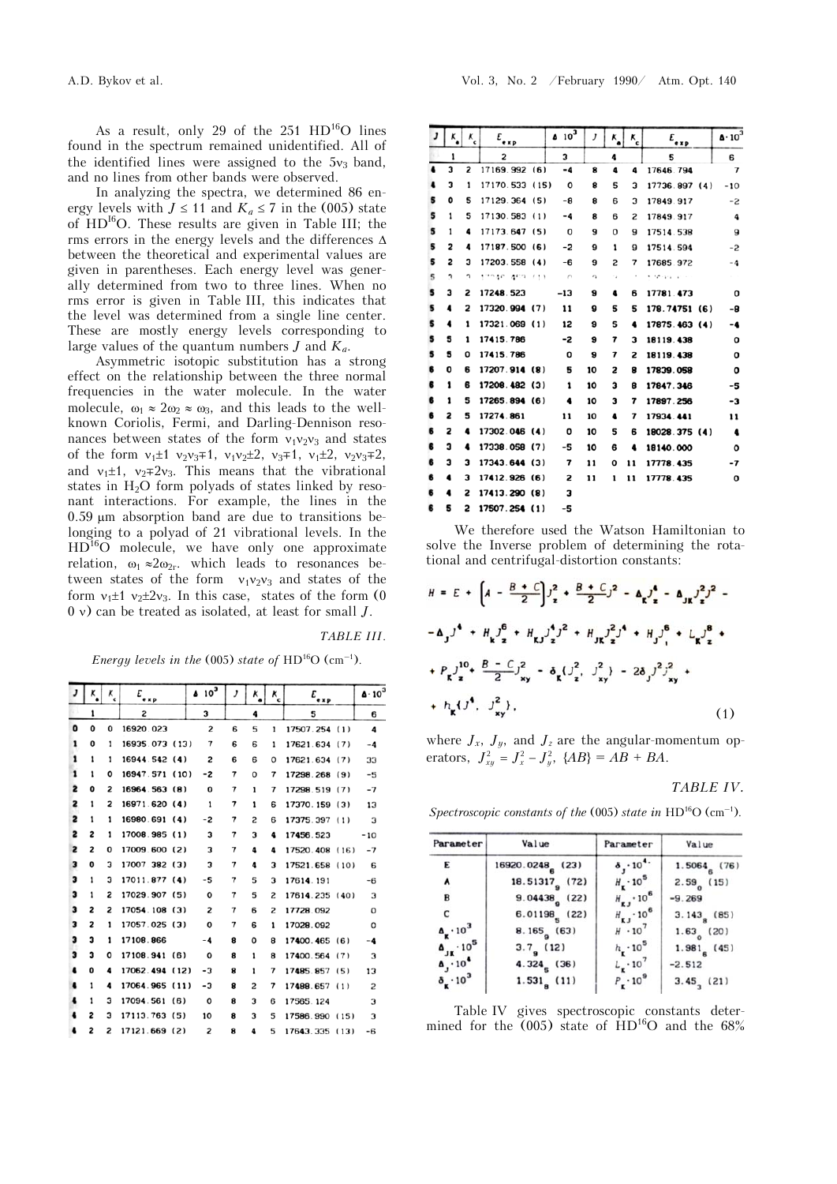As a result, only 29 of the 251 $HD^{16}O$ lines found in the spectrum remained unidentified. All of the identified lines were assigned to the $5\nu_3$ band, and no lines from other bands were observed.

In analyzing the spectra, we determined 86 energy levels with $J \le 11$ and $K_a \le 7$ in the (005) state of $HD^{16}O$. These results are given in Table III; the rms errors in the energy levels and the differences $\Delta$ between the theoretical and experimental values are given in parentheses. Each energy level was generally determined from two to three lines. When no rms error is given in Table III, this indicates that the level was determined from a single line center. These are mostly energy levels corresponding to large values of the quantum numbers $J$ and $K_a$.

Asymmetric isotopic substitution has a strong effect on the relationship between the three normal frequencies in the water molecule. In the water molecule, $\omega_1 \approx 2\omega_2 \approx \omega_3$, and this leads to the well-known Coriolis, Fermi, and Darling-Dennison resonances between states of the form $\nu_1\nu_2\nu_3$ and states of the form $\nu_1{\pm}1\ \nu_2\nu_3{\mp}1$, $\nu_1\nu_2{\pm}2$, $\nu_3{\mp}1$, $\nu_1{\pm}2$, $\nu_2\nu_3{\mp}2$, and $\nu_1{\pm}1$, $\nu_2{\mp}2\nu_3$. This means that the vibrational states in $H_2O$ form polyads of states linked by resonant interactions. For example, the lines in the 0.59 μm absorption band are due to transitions belonging to a polyad of 21 vibrational levels. In the $HD^{16}O$ molecule, we have only one approximate relation, $\omega_1 \approx 2\omega_{2r}$. which leads to resonances between states of the form $\nu_1\nu_2\nu_3$ and states of the form $\nu_1{\pm}1\ \nu_2{\pm}2\nu_3$. In this case, states of the form (0 0 v) can be treated as isolated, at least for small $J$.

*TABLE III.*

*Energy levels in the (005) state of $HD^{16}O$ (cm$^{-1}$).*

| $J$ | $K_a$ | $K_c$ | $E_{exp}$ | $\Delta\cdot10^3$ | $J$ | $K_a$ | $K_c$ | $E_{exp}$ | $\Delta\cdot10^3$ |
|---|---|---|---|---|---|---|---|---|---|
| | 1 | | 2 | 3 | | 4 | | 5 | 6 |
| 0 | 0 | 0 | 16920.023 | 2 | 6 | 5 | 1 | 17507.254 (1) | 4 |
| 1 | 0 | 1 | 16935.073 (13) | 7 | 6 | 6 | 1 | 17621.634 (7) | -4 |
| 1 | 1 | 1 | 16944.542 (4) | 2 | 6 | 6 | 0 | 17621.634 (7) | 33 |
| 1 | 1 | 0 | 16947.571 (10) | -2 | 7 | 0 | 7 | 17298.268 (9) | -5 |
| 2 | 0 | 2 | 16964.563 (8) | 0 | 7 | 1 | 7 | 17298.519 (7) | -7 |
| 2 | 1 | 2 | 16971.620 (4) | 1 | 7 | 1 | 6 | 17370.159 (3) | 13 |
| 2 | 1 | 1 | 16980.691 (4) | -2 | 7 | 2 | 6 | 17375.397 (1) | 3 |
| 2 | 2 | 1 | 17008.985 (1) | 3 | 7 | 3 | 4 | 17456.523 | -10 |
| 2 | 2 | 0 | 17009.600 (2) | 3 | 7 | 4 | 4 | 17520.408 (16) | -7 |
| 3 | 0 | 3 | 17007.382 (3) | 3 | 7 | 4 | 3 | 17521.658 (10) | 6 |
| 3 | 1 | 3 | 17011.877 (4) | -5 | 7 | 5 | 3 | 17614.191 | -6 |
| 3 | 1 | 2 | 17029.907 (5) | 0 | 7 | 5 | 2 | 17614.235 (40) | 3 |
| 3 | 2 | 2 | 17054.108 (3) | 2 | 7 | 6 | 2 | 17728.092 | 0 |
| 3 | 2 | 1 | 17057.025 (3) | 0 | 7 | 6 | 1 | 17028.092 | 0 |
| 3 | 3 | 1 | 17108.866 | -4 | 8 | 0 | 8 | 17400.465 (6) | -4 |
| 3 | 3 | 0 | 17108.941 (6) | 0 | 8 | 1 | 8 | 17400.564 (7) | 3 |
| 4 | 0 | 4 | 17062.494 (12) | -3 | 8 | 1 | 7 | 17485.857 (5) | 13 |
| 4 | 1 | 4 | 17064.965 (11) | -3 | 8 | 2 | 7 | 17488.657 (1) | 2 |
| 4 | 1 | 3 | 17094.561 (6) | 0 | 8 | 3 | 6 | 17565.124 | 3 |
| 4 | 2 | 3 | 17113.763 (5) | 10 | 8 | 3 | 5 | 17586.990 (15) | 3 |
| 4 | 2 | 2 | 17121.669 (2) | 2 | 8 | 4 | 5 | 17643.335 (13) | -6 |
| 4 | 3 | 2 | 17169.992 (6) | -4 | 8 | 4 | 4 | 17646.794 | 7 |
| 4 | 3 | 1 | 17170.533 (15) | 0 | 8 | 5 | 3 | 17736.897 (4) | -10 |
| 5 | 0 | 5 | 17129.364 (5) | -8 | 8 | 6 | 3 | 17849.917 | -2 |
| 5 | 1 | 5 | 17130.583 (1) | -4 | 8 | 6 | 2 | 17849.917 | 4 |
| 5 | 1 | 4 | 17173.647 (5) | 0 | 9 | 0 | 9 | 17514.538 | 9 |
| 5 | 2 | 4 | 17187.500 (6) | -2 | 9 | 1 | 9 | 17514.594 | -2 |
| 5 | 2 | 3 | 17203.558 (4) | -6 | 9 | 2 | 7 | 17685.972 | -4 |
| 5 | 3 | 3 | | | | | | | |
| 5 | 3 | 2 | 17248.523 | -13 | 9 | 4 | 6 | 17781.473 | 0 |
| 5 | 4 | 2 | 17320.994 (7) | 11 | 9 | 5 | 5 | 178.74751 (6) | -8 |
| 5 | 4 | 1 | 17321.069 (1) | 12 | 9 | 5 | 4 | 17875.463 (4) | -4 |
| 5 | 5 | 1 | 17415.786 | -2 | 9 | 7 | 3 | 18119.438 | 0 |
| 5 | 5 | 0 | 17415.786 | 0 | 9 | 7 | 2 | 18119.438 | 0 |
| 6 | 0 | 6 | 17207.914 (8) | 5 | 10 | 2 | 8 | 17839.058 | 0 |
| 6 | 1 | 6 | 17208.482 (3) | 1 | 10 | 3 | 8 | 17847.346 | -5 |
| 6 | 1 | 5 | 17265.894 (6) | 4 | 10 | 3 | 7 | 17897.256 | -3 |
| 6 | 2 | 5 | 17274.861 | 11 | 10 | 4 | 7 | 17934.441 | 11 |
| 6 | 2 | 4 | 17302.046 (4) | 0 | 10 | 5 | 6 | 18028.375 (4) | 4 |
| 6 | 3 | 4 | 17338.058 (7) | -5 | 10 | 6 | 4 | 18140.000 | 0 |
| 6 | 3 | 3 | 17343.644 (3) | 7 | 11 | 0 | 11 | 17778.435 | -7 |
| 6 | 4 | 3 | 17412.926 (6) | 2 | 11 | 1 | 11 | 17778.435 | 0 |
| 6 | 4 | 2 | 17413.290 (8) | 3 | | | | | |
| 6 | 5 | 2 | 17507.254 (1) | -5 | | | | | |

We therefore used the Watson Hamiltonian to solve the Inverse problem of determining the rotational and centrifugal-distortion constants:

$$H = E + \left(A - \frac{B+C}{2}\right)J_z^2 + \frac{B+C}{2}J^2 - \Delta_K J_z^4 - \Delta_{JK} J_z^2 J^2 - \Delta_J J^4 + H_K J_z^6 + H_{KJ} J_z^4 J^2 + H_{JK} J_z^2 J^4 + H_J J^6 + L_K J_z^8 + P_K J_z^{10} + \frac{B-C}{2} J_{xy}^2 - \delta_K \{J_z^2, J_{xy}^2\} - 2\delta_J J^2 J_{xy}^2 + h_K \{J^4, J_{xy}^2\}, \tag{1}$$

where $J_x$, $J_y$, and $J_z$ are the angular-momentum operators, $J_{xy}^2 = J_x^2 - J_y^2$, $\{AB\} = AB + BA$.

*TABLE IV.*

*Spectroscopic constants of the (005) state in $HD^{16}O$ (cm$^{-1}$).*

| Parameter | Value | Parameter | Value |
|---|---|---|---|
| $E$ | 16920.0248$_6$ (23) | $\delta_J\cdot10^4$ | 1.5064$_6$ (76) |
| $A$ | 18.51317$_9$ (72) | $H_K\cdot10^5$ | 2.59$_0$ (15) |
| $B$ | 9.04438$_9$ (22) | $H_{KJ}\cdot10^6$ | -9.269 |
| $C$ | 6.01198$_5$ (22) | $H_{KJ}\cdot10^6$ | 3.143$_8$ (85) |
| $\Delta_K\cdot10^3$ | 8.165$_9$ (63) | $H\cdot10^7$ | 1.63$_0$ (20) |
| $\Delta_{JK}\cdot10^5$ | 3.7$_9$ (12) | $h_K\cdot10^5$ | 1.981$_6$ (45) |
| $\Delta_J\cdot10^4$ | 4.324$_5$ (36) | $L_K\cdot10^7$ | -2.512 |
| $\delta_K\cdot10^3$ | 1.531$_8$ (11) | $P_K\cdot10^9$ | 3.45$_3$ (21) |

Table IV gives spectroscopic constants determined for the (005) state of $HD^{16}O$ and the 68%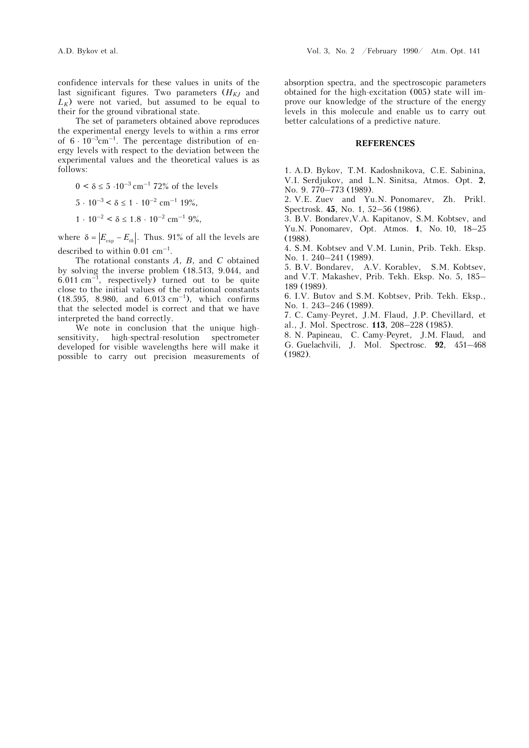confidence intervals for these values in units of the last significant figures. Two parameters ($H_{KJ}$ and $L_K$) were not varied, but assumed to be equal to their for the ground vibrational state.

The set of parameters obtained above reproduces the experimental energy levels to within a rms error of $6 \cdot 10^{-3}$cm$^{-1}$. The percentage distribution of energy levels with respect to the deviation between the experimental values and the theoretical values is as follows:

$0 < \delta \leq 5 \cdot 10^{-3}$ cm$^{-1}$ 72% of the levels

$5 \cdot 10^{-3} < \delta \leq 1 \cdot 10^{-2}$ cm$^{-1}$ 19%,

$1 \cdot 10^{-2} < \delta \leq 1.8 \cdot 10^{-2}$ cm$^{-1}$ 9%,

where $\delta = \left|E_{\exp} - E_{th}\right|$. Thus. 91% of all the levels are described to within 0.01 cm$^{-1}$.

The rotational constants $A$, $B$, and $C$ obtained by solving the inverse problem (18.513, 9.044, and 6.011 cm$^{-1}$, respectively) turned out to be quite close to the initial values of the rotational constants (18.595, 8.980, and 6.013 cm$^{-1}$), which confirms that the selected model is correct and that we have interpreted the band correctly.

We note in conclusion that the unique high-sensitivity, high-spectral-resolution spectrometer developed for visible wavelengths here will make it possible to carry out precision measurements of absorption spectra, and the spectroscopic parameters obtained for the high-excitation (005) state will improve our knowledge of the structure of the energy levels in this molecule and enable us to carry out better calculations of a predictive nature.

## REFERENCES

1. A.D. Bykov, T.M. Kadoshnikova, C.E. Sabinina, V.I. Serdjukov, and L.N. Sinitsa, Atmos. Opt. **2**, No. 9. 770–773 (1989).
2. V.E. Zuev and Yu.N. Ponomarev, Zh. Prikl. Spectrosk. **45**, No. 1, 52–56 (1986).
3. B.V. Bondarev,V.A. Kapitanov, S.M. Kobtsev, and Yu.N. Ponomarev, Opt. Atmos. **1**, No. 10, 18–25 (1988).
4. S.M. Kobtsev and V.M. Lunin, Prib. Tekh. Eksp. No. 1. 240–241 (1989).
5. B.V. Bondarev, A.V. Korablev, S.M. Kobtsev, and V.T. Makashev, Prib. Tekh. Eksp. No. 5, 185–189 (1989).
6. I.V. Butov and S.M. Kobtsev, Prib. Tekh. Eksp., No. 1. 243–246 (1989).
7. C. Camy-Peyret, J.M. Flaud, J.P. Chevillard, et al., J. Mol. Spectrosc. **113**, 208–228 (1985).
8. N. Papineau, C. Camy-Peyret, J.M. Flaud, and G. Guelachvili, J. Mol. Spectrosc. **92**, 451–468 (1982).